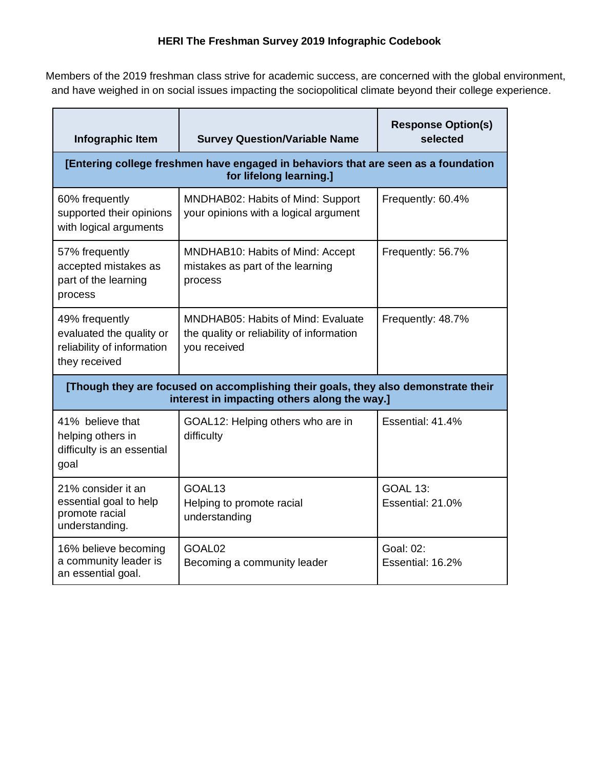# HERI The Freshman Survey 2019 Infographic Codebook

Members of the 2019 freshman class strive for academic success, are concerned with the global environment, and have weighed in on social issues impacting the sociopolitical climate beyond their college experience.

| Infographic Item | Survey Question/Variable Name | Response Option(s) selected |
|---|---|---|
| **[Entering college freshmen have engaged in behaviors that are seen as a foundation for lifelong learning.]** | | |
| 60% frequently supported their opinions with logical arguments | MNDHAB02: Habits of Mind: Support your opinions with a logical argument | Frequently: 60.4% |
| 57% frequently accepted mistakes as part of the learning process | MNDHAB10: Habits of Mind: Accept mistakes as part of the learning process | Frequently: 56.7% |
| 49% frequently evaluated the quality or reliability of information they received | MNDHAB05: Habits of Mind: Evaluate the quality or reliability of information you received | Frequently: 48.7% |
| **[Though they are focused on accomplishing their goals, they also demonstrate their interest in impacting others along the way.]** | | |
| 41% believe that helping others in difficulty is an essential goal | GOAL12: Helping others who are in difficulty | Essential: 41.4% |
| 21% consider it an essential goal to help promote racial understanding. | GOAL13 Helping to promote racial understanding | GOAL 13: Essential: 21.0% |
| 16% believe becoming a community leader is an essential goal. | GOAL02 Becoming a community leader | Goal: 02: Essential: 16.2% |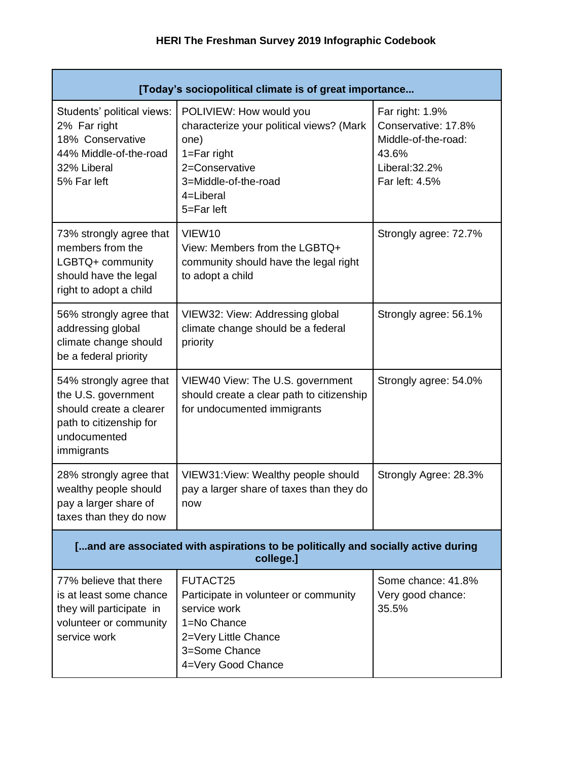# HERI The Freshman Survey 2019 Infographic Codebook

| [Today's sociopolitical climate is of great importance... | | |
|---|---|---|
| Students' political views:<br>2% Far right<br>18% Conservative<br>44% Middle-of-the-road<br>32% Liberal<br>5% Far left | POLIVIEW: How would you characterize your political views? (Mark one)<br>1=Far right<br>2=Conservative<br>3=Middle-of-the-road<br>4=Liberal<br>5=Far left | Far right: 1.9%<br>Conservative: 17.8%<br>Middle-of-the-road: 43.6%<br>Liberal:32.2%<br>Far left: 4.5% |
| 73% strongly agree that members from the LGBTQ+ community should have the legal right to adopt a child | VIEW10<br>View: Members from the LGBTQ+ community should have the legal right to adopt a child | Strongly agree: 72.7% |
| 56% strongly agree that addressing global climate change should be a federal priority | VIEW32: View: Addressing global climate change should be a federal priority | Strongly agree: 56.1% |
| 54% strongly agree that the U.S. government should create a clearer path to citizenship for undocumented immigrants | VIEW40 View: The U.S. government should create a clear path to citizenship for undocumented immigrants | Strongly agree: 54.0% |
| 28% strongly agree that wealthy people should pay a larger share of taxes than they do now | VIEW31:View: Wealthy people should pay a larger share of taxes than they do now | Strongly Agree: 28.3% |
| ...and are associated with aspirations to be politically and socially active during college.] | | |
| 77% believe that there is at least some chance they will participate in volunteer or community service work | FUTACT25<br>Participate in volunteer or community service work<br>1=No Chance<br>2=Very Little Chance<br>3=Some Chance<br>4=Very Good Chance | Some chance: 41.8%<br>Very good chance: 35.5% |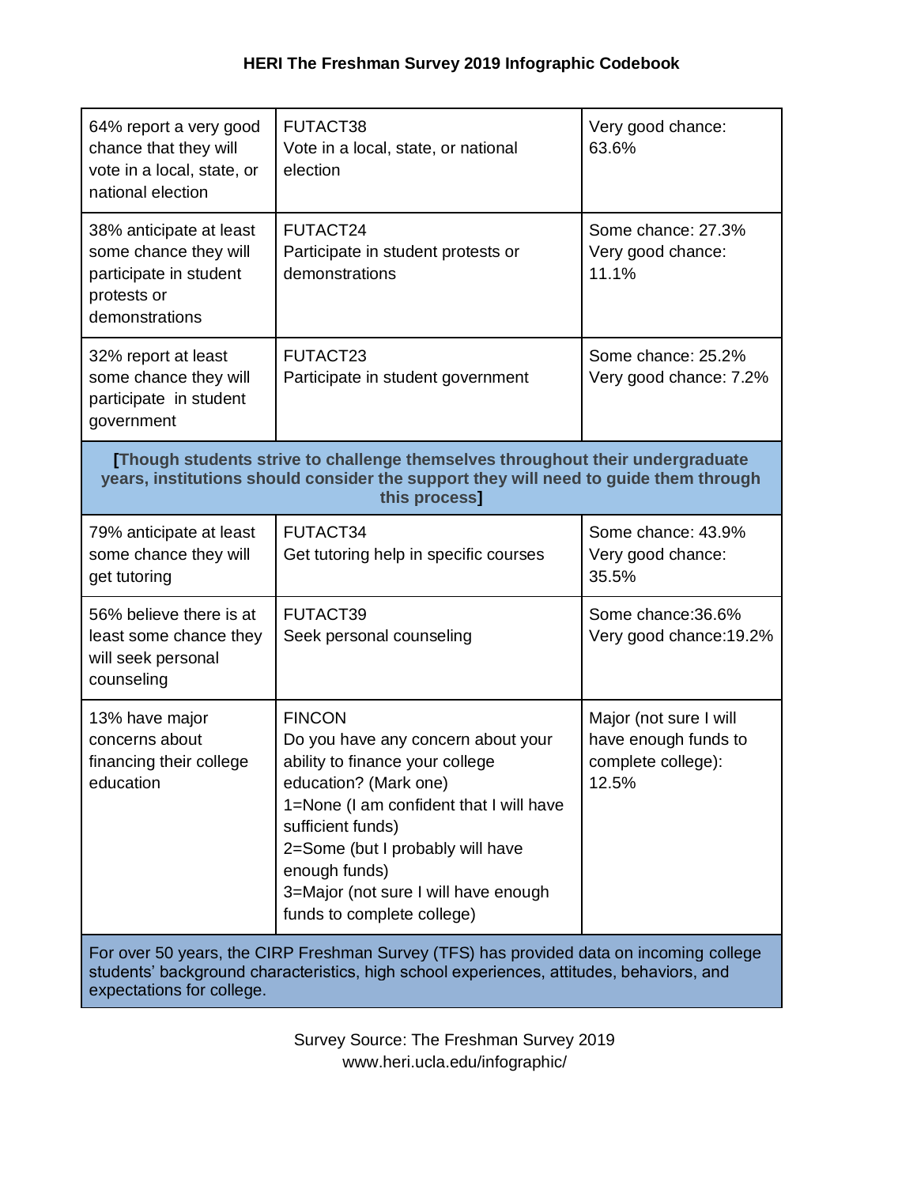# HERI The Freshman Survey 2019 Infographic Codebook

| | | |
|---|---|---|
| 64% report a very good chance that they will vote in a local, state, or national election | FUTACT38<br>Vote in a local, state, or national election | Very good chance: 63.6% |
| 38% anticipate at least some chance they will participate in student protests or demonstrations | FUTACT24<br>Participate in student protests or demonstrations | Some chance: 27.3%<br>Very good chance: 11.1% |
| 32% report at least some chance they will participate in student government | FUTACT23<br>Participate in student government | Some chance: 25.2%<br>Very good chance: 7.2% |
| **[Though students strive to challenge themselves throughout their undergraduate years, institutions should consider the support they will need to guide them through this process]** | | |
| 79% anticipate at least some chance they will get tutoring | FUTACT34<br>Get tutoring help in specific courses | Some chance: 43.9%<br>Very good chance: 35.5% |
| 56% believe there is at least some chance they will seek personal counseling | FUTACT39<br>Seek personal counseling | Some chance:36.6%<br>Very good chance:19.2% |
| 13% have major concerns about financing their college education | FINCON<br>Do you have any concern about your ability to finance your college education? (Mark one)<br>1=None (I am confident that I will have sufficient funds)<br>2=Some (but I probably will have enough funds)<br>3=Major (not sure I will have enough funds to complete college) | Major (not sure I will have enough funds to complete college): 12.5% |
| For over 50 years, the CIRP Freshman Survey (TFS) has provided data on incoming college students' background characteristics, high school experiences, attitudes, behaviors, and expectations for college. | | |

Survey Source: The Freshman Survey 2019
www.heri.ucla.edu/infographic/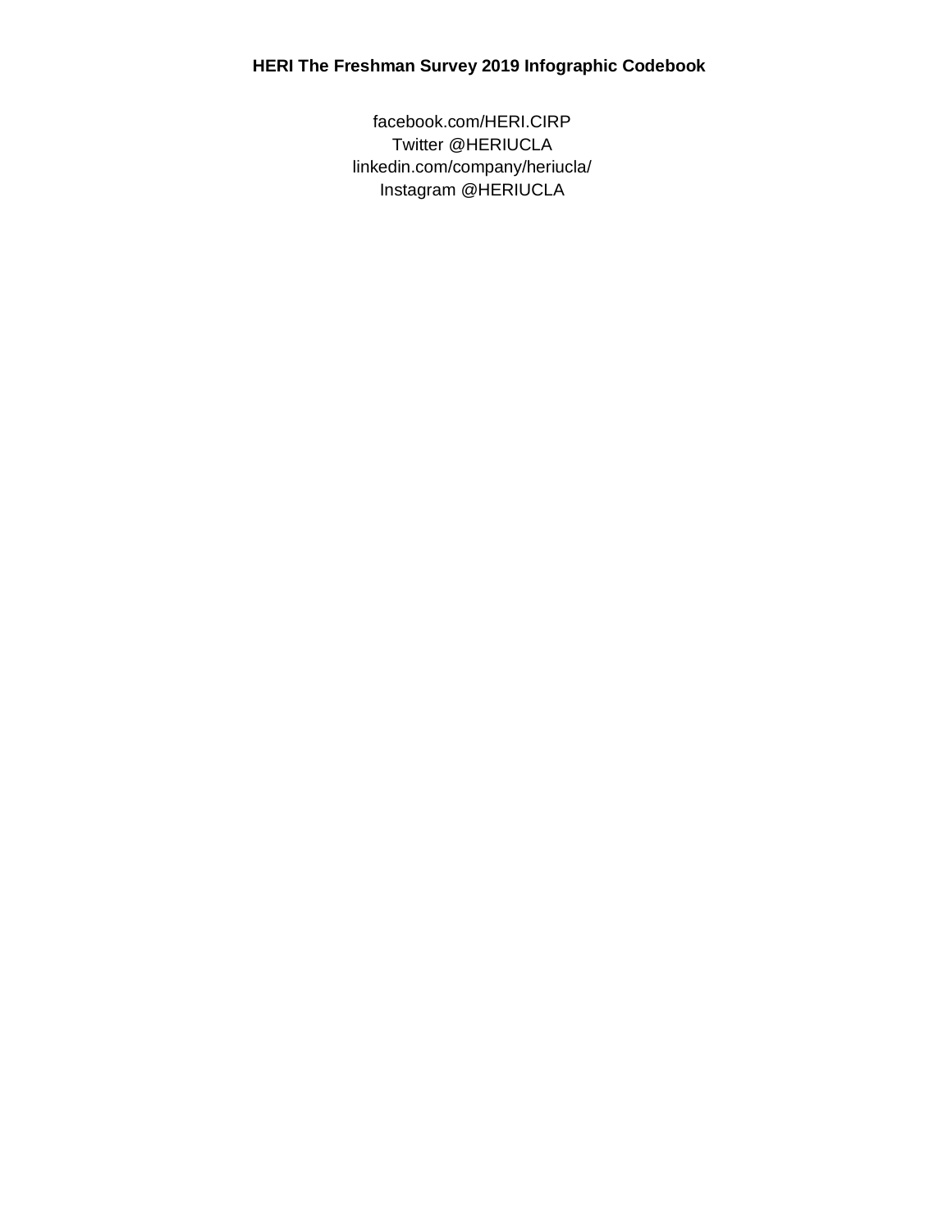**HERI The Freshman Survey 2019 Infographic Codebook**

facebook.com/HERI.CIRP
Twitter @HERIUCLA
linkedin.com/company/heriucla/
Instagram @HERIUCLA